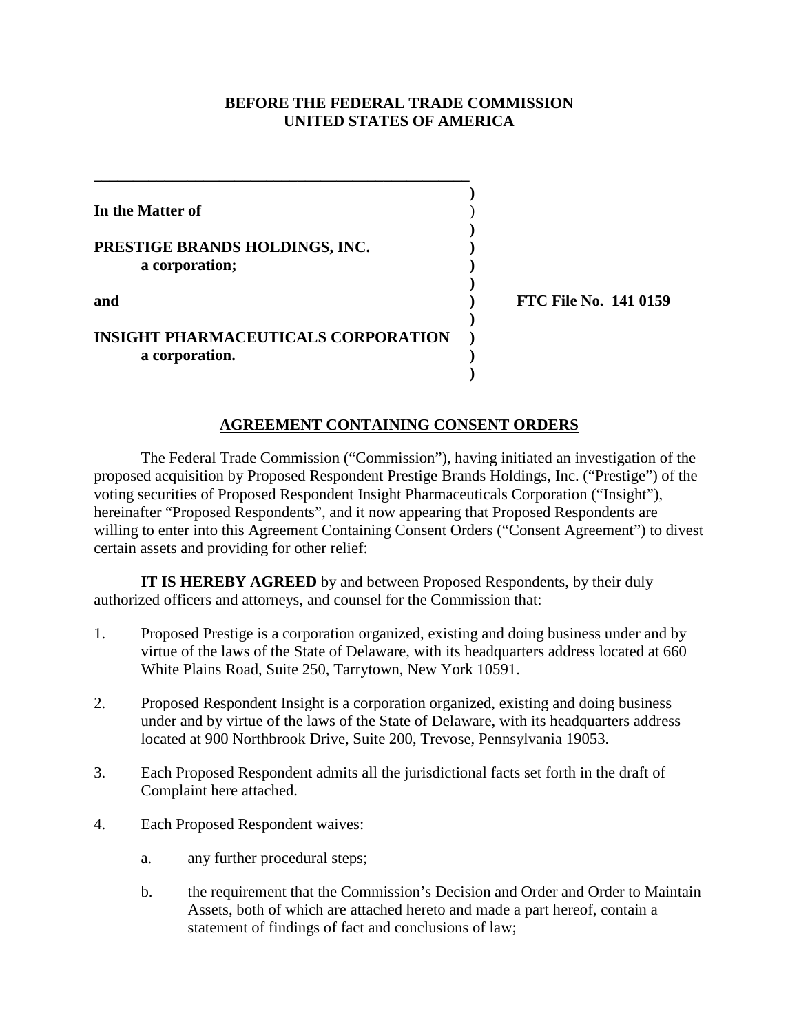**BEFORE THE FEDERAL TRADE COMMISSION**
**UNITED STATES OF AMERICA**

| | |
|---|---|
| **In the Matter of**<br><br>**PRESTIGE BRANDS HOLDINGS, INC.**<br>**a corporation;**<br><br>**and**<br><br>**INSIGHT PHARMACEUTICALS CORPORATION**<br>**a corporation.** | **FTC File No. 141 0159** |

## AGREEMENT CONTAINING CONSENT ORDERS

The Federal Trade Commission ("Commission"), having initiated an investigation of the proposed acquisition by Proposed Respondent Prestige Brands Holdings, Inc. ("Prestige") of the voting securities of Proposed Respondent Insight Pharmaceuticals Corporation ("Insight"), hereinafter "Proposed Respondents", and it now appearing that Proposed Respondents are willing to enter into this Agreement Containing Consent Orders ("Consent Agreement") to divest certain assets and providing for other relief:

**IT IS HEREBY AGREED** by and between Proposed Respondents, by their duly authorized officers and attorneys, and counsel for the Commission that:

1. Proposed Prestige is a corporation organized, existing and doing business under and by virtue of the laws of the State of Delaware, with its headquarters address located at 660 White Plains Road, Suite 250, Tarrytown, New York 10591.

2. Proposed Respondent Insight is a corporation organized, existing and doing business under and by virtue of the laws of the State of Delaware, with its headquarters address located at 900 Northbrook Drive, Suite 200, Trevose, Pennsylvania 19053.

3. Each Proposed Respondent admits all the jurisdictional facts set forth in the draft of Complaint here attached.

4. Each Proposed Respondent waives:

   a. any further procedural steps;

   b. the requirement that the Commission's Decision and Order and Order to Maintain Assets, both of which are attached hereto and made a part hereof, contain a statement of findings of fact and conclusions of law;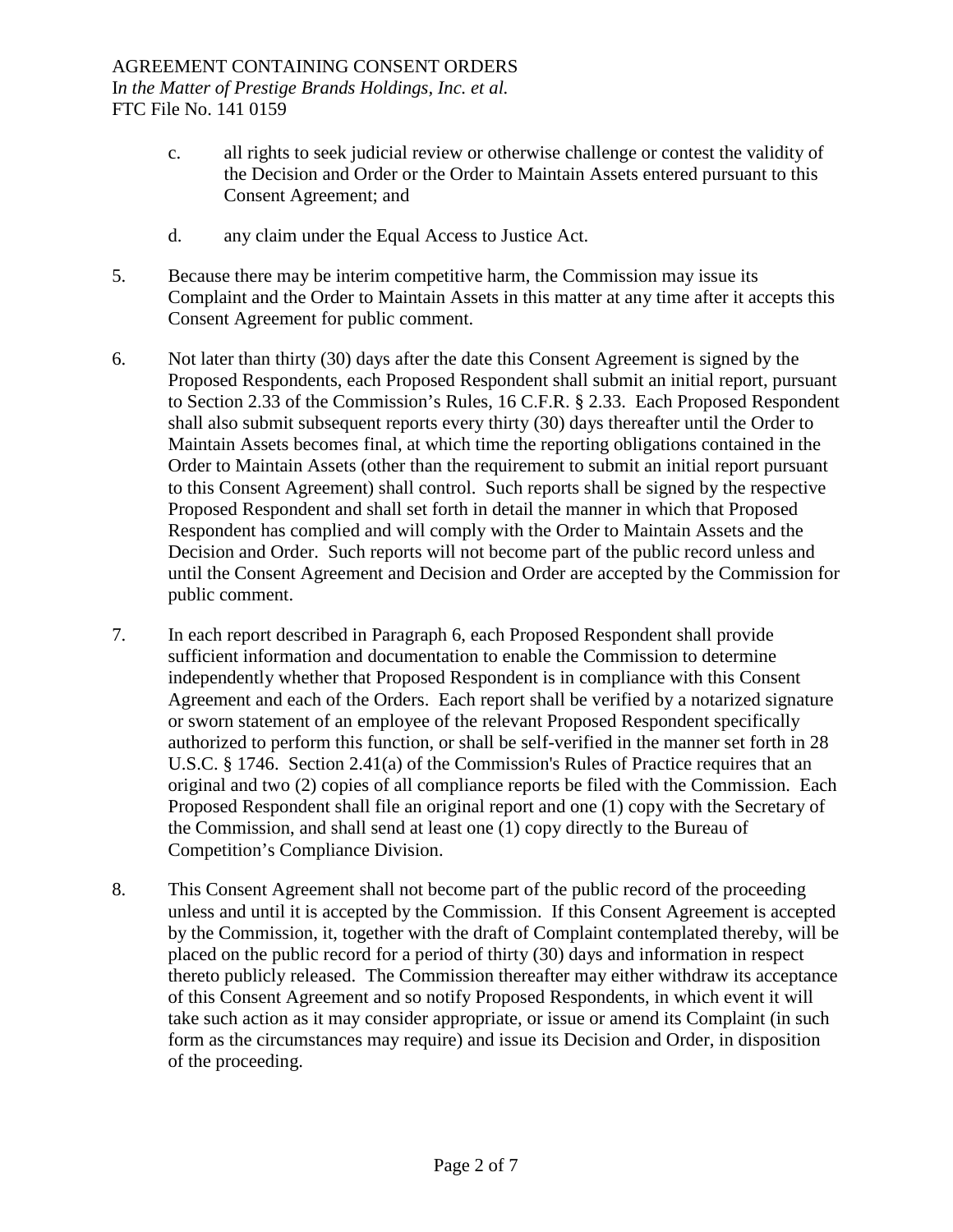c. all rights to seek judicial review or otherwise challenge or contest the validity of the Decision and Order or the Order to Maintain Assets entered pursuant to this Consent Agreement; and

d. any claim under the Equal Access to Justice Act.

5. Because there may be interim competitive harm, the Commission may issue its Complaint and the Order to Maintain Assets in this matter at any time after it accepts this Consent Agreement for public comment.

6. Not later than thirty (30) days after the date this Consent Agreement is signed by the Proposed Respondents, each Proposed Respondent shall submit an initial report, pursuant to Section 2.33 of the Commission's Rules, 16 C.F.R. § 2.33. Each Proposed Respondent shall also submit subsequent reports every thirty (30) days thereafter until the Order to Maintain Assets becomes final, at which time the reporting obligations contained in the Order to Maintain Assets (other than the requirement to submit an initial report pursuant to this Consent Agreement) shall control. Such reports shall be signed by the respective Proposed Respondent and shall set forth in detail the manner in which that Proposed Respondent has complied and will comply with the Order to Maintain Assets and the Decision and Order. Such reports will not become part of the public record unless and until the Consent Agreement and Decision and Order are accepted by the Commission for public comment.

7. In each report described in Paragraph 6, each Proposed Respondent shall provide sufficient information and documentation to enable the Commission to determine independently whether that Proposed Respondent is in compliance with this Consent Agreement and each of the Orders. Each report shall be verified by a notarized signature or sworn statement of an employee of the relevant Proposed Respondent specifically authorized to perform this function, or shall be self-verified in the manner set forth in 28 U.S.C. § 1746. Section 2.41(a) of the Commission's Rules of Practice requires that an original and two (2) copies of all compliance reports be filed with the Commission. Each Proposed Respondent shall file an original report and one (1) copy with the Secretary of the Commission, and shall send at least one (1) copy directly to the Bureau of Competition's Compliance Division.

8. This Consent Agreement shall not become part of the public record of the proceeding unless and until it is accepted by the Commission. If this Consent Agreement is accepted by the Commission, it, together with the draft of Complaint contemplated thereby, will be placed on the public record for a period of thirty (30) days and information in respect thereto publicly released. The Commission thereafter may either withdraw its acceptance of this Consent Agreement and so notify Proposed Respondents, in which event it will take such action as it may consider appropriate, or issue or amend its Complaint (in such form as the circumstances may require) and issue its Decision and Order, in disposition of the proceeding.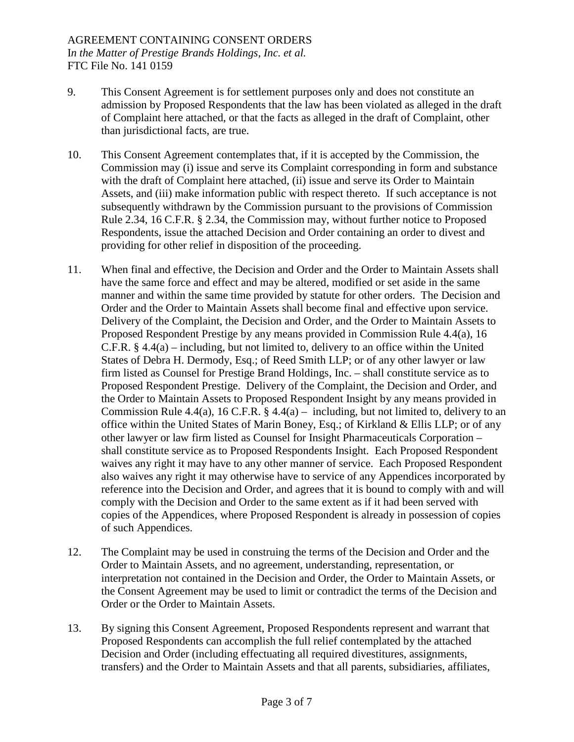9. This Consent Agreement is for settlement purposes only and does not constitute an admission by Proposed Respondents that the law has been violated as alleged in the draft of Complaint here attached, or that the facts as alleged in the draft of Complaint, other than jurisdictional facts, are true.

10. This Consent Agreement contemplates that, if it is accepted by the Commission, the Commission may (i) issue and serve its Complaint corresponding in form and substance with the draft of Complaint here attached, (ii) issue and serve its Order to Maintain Assets, and (iii) make information public with respect thereto. If such acceptance is not subsequently withdrawn by the Commission pursuant to the provisions of Commission Rule 2.34, 16 C.F.R. § 2.34, the Commission may, without further notice to Proposed Respondents, issue the attached Decision and Order containing an order to divest and providing for other relief in disposition of the proceeding.

11. When final and effective, the Decision and Order and the Order to Maintain Assets shall have the same force and effect and may be altered, modified or set aside in the same manner and within the same time provided by statute for other orders. The Decision and Order and the Order to Maintain Assets shall become final and effective upon service. Delivery of the Complaint, the Decision and Order, and the Order to Maintain Assets to Proposed Respondent Prestige by any means provided in Commission Rule 4.4(a), 16 C.F.R. § 4.4(a) – including, but not limited to, delivery to an office within the United States of Debra H. Dermody, Esq.; of Reed Smith LLP; or of any other lawyer or law firm listed as Counsel for Prestige Brand Holdings, Inc. – shall constitute service as to Proposed Respondent Prestige. Delivery of the Complaint, the Decision and Order, and the Order to Maintain Assets to Proposed Respondent Insight by any means provided in Commission Rule 4.4(a), 16 C.F.R. § 4.4(a) – including, but not limited to, delivery to an office within the United States of Marin Boney, Esq.; of Kirkland & Ellis LLP; or of any other lawyer or law firm listed as Counsel for Insight Pharmaceuticals Corporation – shall constitute service as to Proposed Respondents Insight. Each Proposed Respondent waives any right it may have to any other manner of service. Each Proposed Respondent also waives any right it may otherwise have to service of any Appendices incorporated by reference into the Decision and Order, and agrees that it is bound to comply with and will comply with the Decision and Order to the same extent as if it had been served with copies of the Appendices, where Proposed Respondent is already in possession of copies of such Appendices.

12. The Complaint may be used in construing the terms of the Decision and Order and the Order to Maintain Assets, and no agreement, understanding, representation, or interpretation not contained in the Decision and Order, the Order to Maintain Assets, or the Consent Agreement may be used to limit or contradict the terms of the Decision and Order or the Order to Maintain Assets.

13. By signing this Consent Agreement, Proposed Respondents represent and warrant that Proposed Respondents can accomplish the full relief contemplated by the attached Decision and Order (including effectuating all required divestitures, assignments, transfers) and the Order to Maintain Assets and that all parents, subsidiaries, affiliates,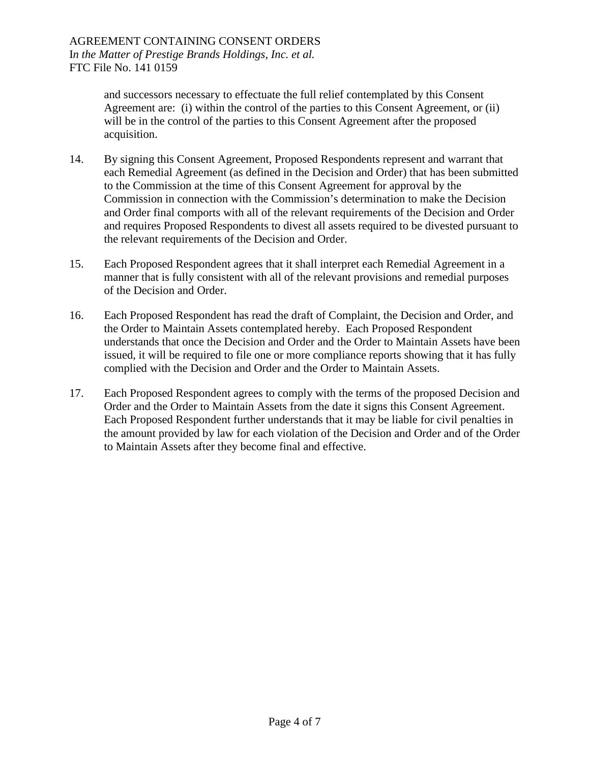and successors necessary to effectuate the full relief contemplated by this Consent Agreement are: (i) within the control of the parties to this Consent Agreement, or (ii) will be in the control of the parties to this Consent Agreement after the proposed acquisition.

14. By signing this Consent Agreement, Proposed Respondents represent and warrant that each Remedial Agreement (as defined in the Decision and Order) that has been submitted to the Commission at the time of this Consent Agreement for approval by the Commission in connection with the Commission's determination to make the Decision and Order final comports with all of the relevant requirements of the Decision and Order and requires Proposed Respondents to divest all assets required to be divested pursuant to the relevant requirements of the Decision and Order.

15. Each Proposed Respondent agrees that it shall interpret each Remedial Agreement in a manner that is fully consistent with all of the relevant provisions and remedial purposes of the Decision and Order.

16. Each Proposed Respondent has read the draft of Complaint, the Decision and Order, and the Order to Maintain Assets contemplated hereby. Each Proposed Respondent understands that once the Decision and Order and the Order to Maintain Assets have been issued, it will be required to file one or more compliance reports showing that it has fully complied with the Decision and Order and the Order to Maintain Assets.

17. Each Proposed Respondent agrees to comply with the terms of the proposed Decision and Order and the Order to Maintain Assets from the date it signs this Consent Agreement. Each Proposed Respondent further understands that it may be liable for civil penalties in the amount provided by law for each violation of the Decision and Order and of the Order to Maintain Assets after they become final and effective.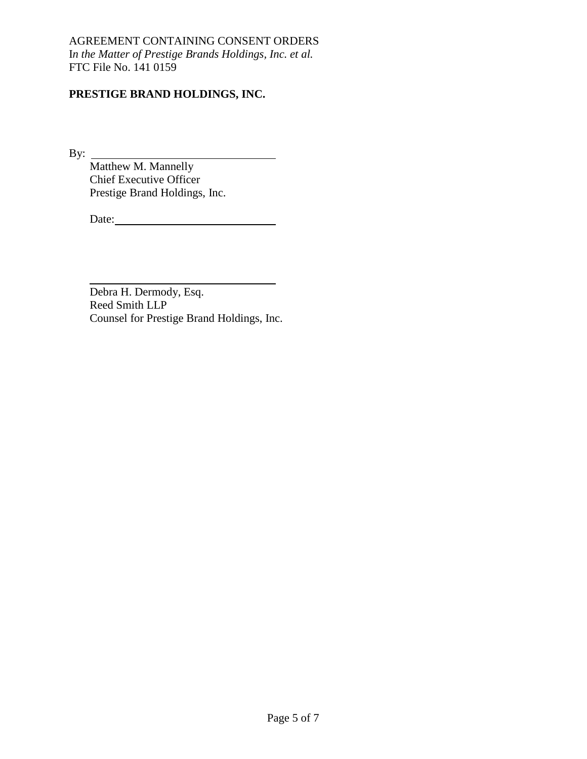AGREEMENT CONTAINING CONSENT ORDERS
*In the Matter of Prestige Brands Holdings, Inc. et al.*
FTC File No. 141 0159

**PRESTIGE BRAND HOLDINGS, INC.**

By: ______________________________
Matthew M. Mannelly
Chief Executive Officer
Prestige Brand Holdings, Inc.

Date: ____________________________

______________________________
Debra H. Dermody, Esq.
Reed Smith LLP
Counsel for Prestige Brand Holdings, Inc.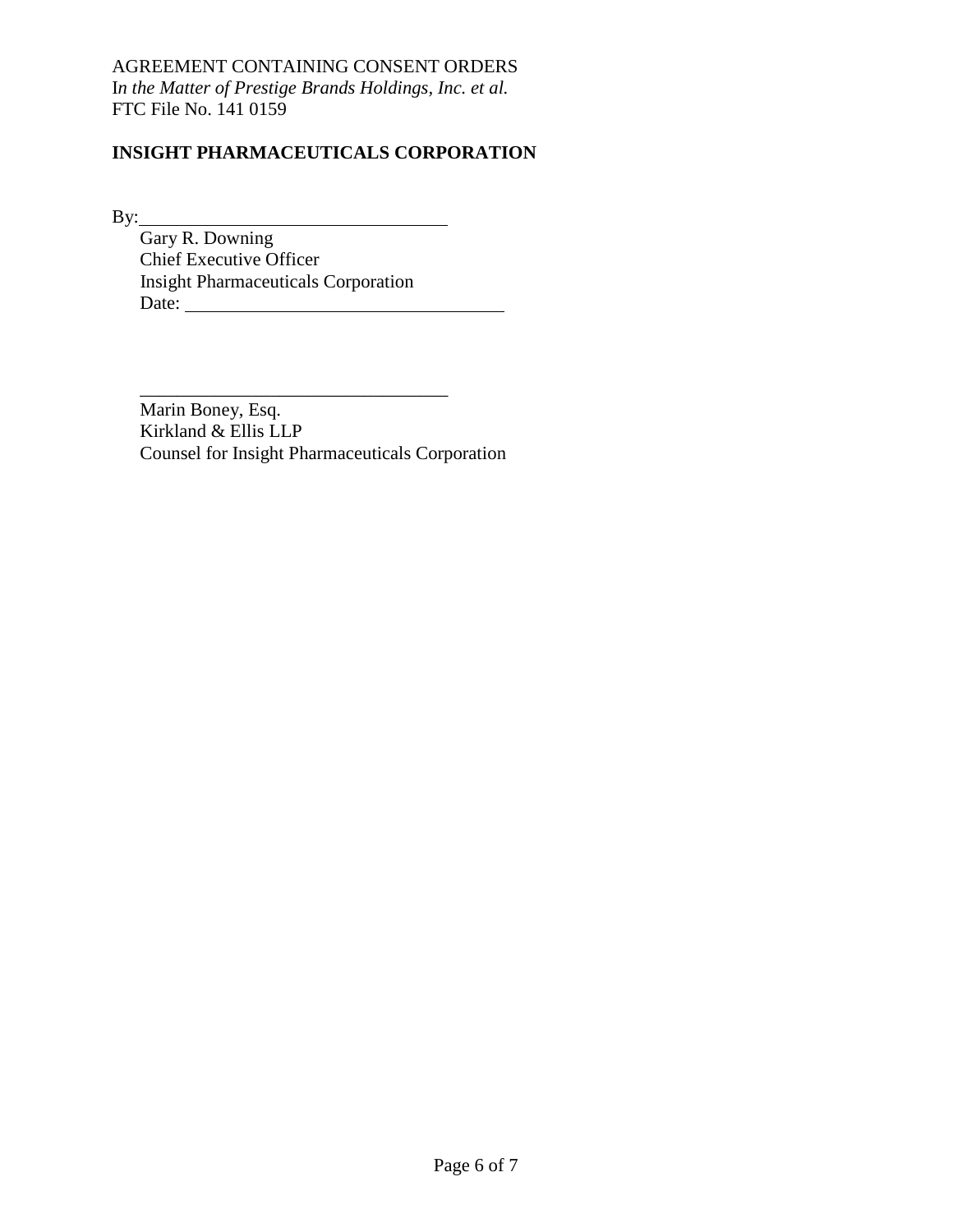AGREEMENT CONTAINING CONSENT ORDERS
*In the Matter of Prestige Brands Holdings, Inc. et al.*
FTC File No. 141 0159

**INSIGHT PHARMACEUTICALS CORPORATION**

By:\_\_\_\_\_\_\_\_\_\_\_\_\_\_\_\_\_\_\_\_\_\_\_\_\_\_\_\_\_\_\_\_\_\_
Gary R. Downing
Chief Executive Officer
Insight Pharmaceuticals Corporation
Date: \_\_\_\_\_\_\_\_\_\_\_\_\_\_\_\_\_\_\_\_\_\_\_\_\_\_\_\_\_\_\_\_\_\_

\_\_\_\_\_\_\_\_\_\_\_\_\_\_\_\_\_\_\_\_\_\_\_\_\_\_\_\_\_\_\_\_\_\_
Marin Boney, Esq.
Kirkland & Ellis LLP
Counsel for Insight Pharmaceuticals Corporation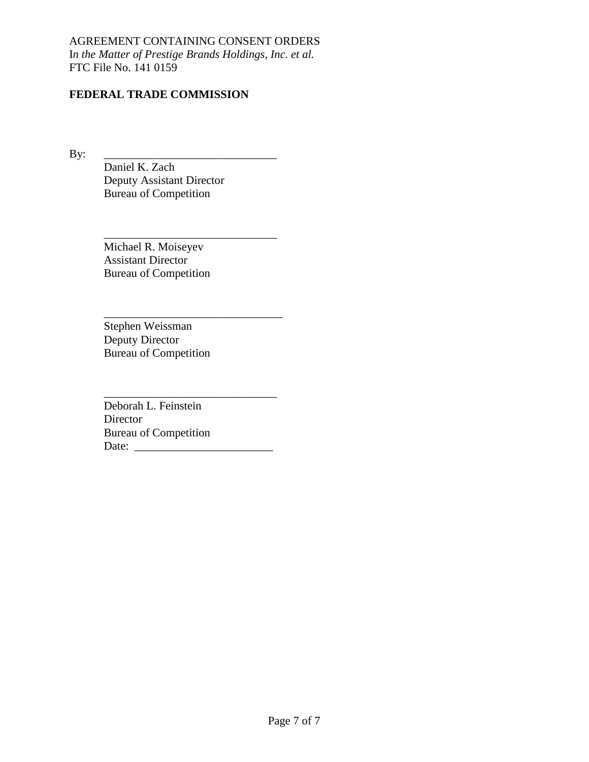AGREEMENT CONTAINING CONSENT ORDERS
*In the Matter of Prestige Brands Holdings, Inc. et al.*
FTC File No. 141 0159

**FEDERAL TRADE COMMISSION**

By: ______________________________
Daniel K. Zach
Deputy Assistant Director
Bureau of Competition

______________________________
Michael R. Moiseyev
Assistant Director
Bureau of Competition

______________________________
Stephen Weissman
Deputy Director
Bureau of Competition

______________________________
Deborah L. Feinstein
Director
Bureau of Competition
Date: ________________________